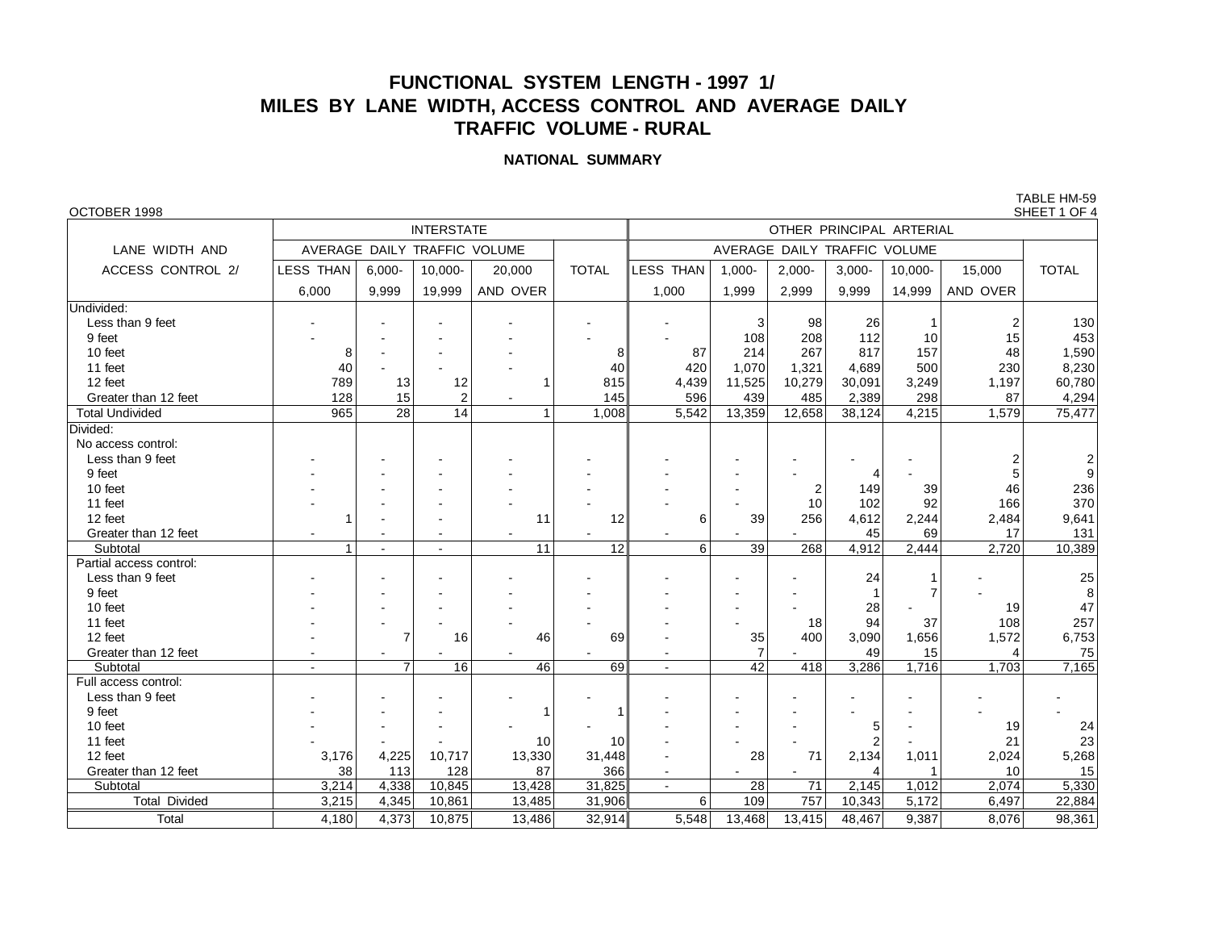# FUNCTIONAL SYSTEM LENGTH - 1997 1/
# MILES BY LANE WIDTH, ACCESS CONTROL AND AVERAGE DAILY TRAFFIC VOLUME - RURAL

## NATIONAL SUMMARY

OCTOBER 1998

TABLE HM-59
SHEET 1 OF 4

| LANE WIDTH AND ACCESS CONTROL 2/ | INTERSTATE | | | | | OTHER PRINCIPAL ARTERIAL | | | | | | |
|---|---|---|---|---|---|---|---|---|---|---|---|---|
| | AVERAGE DAILY TRAFFIC VOLUME | | | | TOTAL | AVERAGE DAILY TRAFFIC VOLUME | | | | | | TOTAL |
| | LESS THAN 6,000 | 6,000-9,999 | 10,000-19,999 | 20,000 AND OVER | | LESS THAN 1,000 | 1,000-1,999 | 2,000-2,999 | 3,000-9,999 | 10,000-14,999 | 15,000 AND OVER | |
| Undivided: | | | | | | | | | | | | |
| Less than 9 feet | - | - | - | - | - | - | 3 | 98 | 26 | 1 | 2 | 130 |
| 9 feet | - | - | - | - | - | - | 108 | 208 | 112 | 10 | 15 | 453 |
| 10 feet | 8 | - | - | - | 8 | 87 | 214 | 267 | 817 | 157 | 48 | 1,590 |
| 11 feet | 40 | - | - | - | 40 | 420 | 1,070 | 1,321 | 4,689 | 500 | 230 | 8,230 |
| 12 feet | 789 | 13 | 12 | 1 | 815 | 4,439 | 11,525 | 10,279 | 30,091 | 3,249 | 1,197 | 60,780 |
| Greater than 12 feet | 128 | 15 | 2 | - | 145 | 596 | 439 | 485 | 2,389 | 298 | 87 | 4,294 |
| Total Undivided | 965 | 28 | 14 | 1 | 1,008 | 5,542 | 13,359 | 12,658 | 38,124 | 4,215 | 1,579 | 75,477 |
| Divided: | | | | | | | | | | | | |
| No access control: | | | | | | | | | | | | |
| Less than 9 feet | - | - | - | - | - | - | - | - | - | - | 2 | 2 |
| 9 feet | - | - | - | - | - | - | - | - | 4 | - | 5 | 9 |
| 10 feet | - | - | - | - | - | - | - | 2 | 149 | 39 | 46 | 236 |
| 11 feet | - | - | - | - | - | - | - | 10 | 102 | 92 | 166 | 370 |
| 12 feet | 1 | - | - | 11 | 12 | 6 | 39 | 256 | 4,612 | 2,244 | 2,484 | 9,641 |
| Greater than 12 feet | - | - | - | - | - | - | - | - | 45 | 69 | 17 | 131 |
| Subtotal | 1 | - | - | 11 | 12 | 6 | 39 | 268 | 4,912 | 2,444 | 2,720 | 10,389 |
| Partial access control: | | | | | | | | | | | | |
| Less than 9 feet | - | - | - | - | - | - | - | - | 24 | 1 | - | 25 |
| 9 feet | - | - | - | - | - | - | - | - | 1 | 7 | - | 8 |
| 10 feet | - | - | - | - | - | - | - | - | 28 | - | 19 | 47 |
| 11 feet | - | - | - | - | - | - | - | 18 | 94 | 37 | 108 | 257 |
| 12 feet | - | 7 | 16 | 46 | 69 | - | 35 | 400 | 3,090 | 1,656 | 1,572 | 6,753 |
| Greater than 12 feet | - | - | - | - | - | - | 7 | - | 49 | 15 | 4 | 75 |
| Subtotal | - | 7 | 16 | 46 | 69 | - | 42 | 418 | 3,286 | 1,716 | 1,703 | 7,165 |
| Full access control: | | | | | | | | | | | | |
| Less than 9 feet | - | - | - | - | - | - | - | - | - | - | - | - |
| 9 feet | - | - | - | 1 | 1 | - | - | - | - | - | - | - |
| 10 feet | - | - | - | - | - | - | - | - | 5 | - | 19 | 24 |
| 11 feet | - | - | - | 10 | 10 | - | - | - | 2 | - | 21 | 23 |
| 12 feet | 3,176 | 4,225 | 10,717 | 13,330 | 31,448 | - | 28 | 71 | 2,134 | 1,011 | 2,024 | 5,268 |
| Greater than 12 feet | 38 | 113 | 128 | 87 | 366 | - | - | - | 4 | 1 | 10 | 15 |
| Subtotal | 3,214 | 4,338 | 10,845 | 13,428 | 31,825 | - | 28 | 71 | 2,145 | 1,012 | 2,074 | 5,330 |
| Total Divided | 3,215 | 4,345 | 10,861 | 13,485 | 31,906 | 6 | 109 | 757 | 10,343 | 5,172 | 6,497 | 22,884 |
| Total | 4,180 | 4,373 | 10,875 | 13,486 | 32,914 | 5,548 | 13,468 | 13,415 | 48,467 | 9,387 | 8,076 | 98,361 |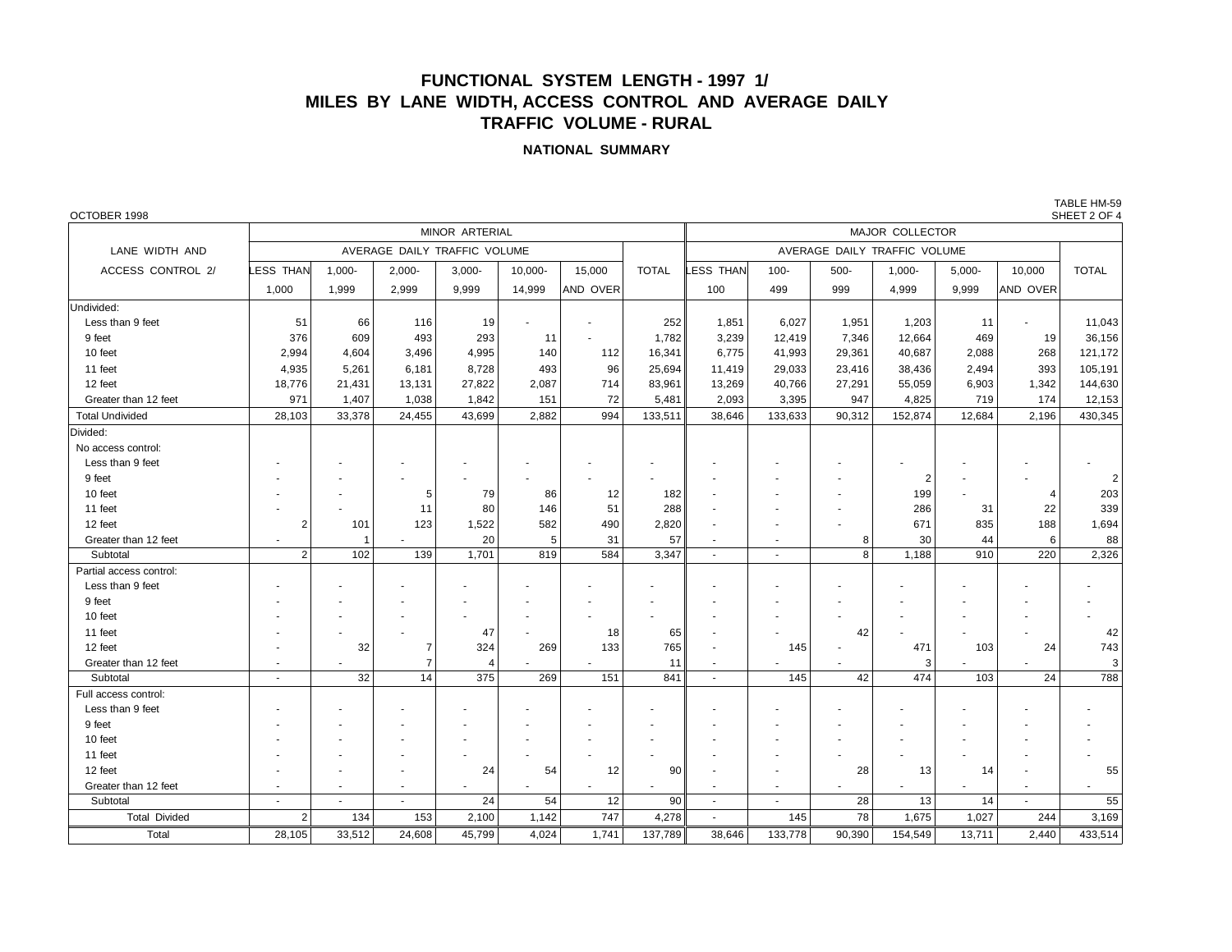# FUNCTIONAL SYSTEM LENGTH - 1997 1/
# MILES BY LANE WIDTH, ACCESS CONTROL AND AVERAGE DAILY TRAFFIC VOLUME - RURAL

## NATIONAL SUMMARY

OCTOBER 1998

TABLE HM-59
SHEET 2 OF 4

| LANE WIDTH AND ACCESS CONTROL 2/ | MINOR ARTERIAL | | | | | | | MAJOR COLLECTOR | | | | | | |
|---|---|---|---|---|---|---|---|---|---|---|---|---|---|---|
| | AVERAGE DAILY TRAFFIC VOLUME | | | | | | | AVERAGE DAILY TRAFFIC VOLUME | | | | | | |
| | LESS THAN 1,000 | 1,000-1,999 | 2,000-2,999 | 3,000-9,999 | 10,000-14,999 | 15,000 AND OVER | TOTAL | LESS THAN 100 | 100-499 | 500-999 | 1,000-4,999 | 5,000-9,999 | 10,000 AND OVER | TOTAL |
| Undivided: | | | | | | | | | | | | | | |
| Less than 9 feet | 51 | 66 | 116 | 19 | - | - | 252 | 1,851 | 6,027 | 1,951 | 1,203 | 11 | - | 11,043 |
| 9 feet | 376 | 609 | 493 | 293 | 11 | - | 1,782 | 3,239 | 12,419 | 7,346 | 12,664 | 469 | 19 | 36,156 |
| 10 feet | 2,994 | 4,604 | 3,496 | 4,995 | 140 | 112 | 16,341 | 6,775 | 41,993 | 29,361 | 40,687 | 2,088 | 268 | 121,172 |
| 11 feet | 4,935 | 5,261 | 6,181 | 8,728 | 493 | 96 | 25,694 | 11,419 | 29,033 | 23,416 | 38,436 | 2,494 | 393 | 105,191 |
| 12 feet | 18,776 | 21,431 | 13,131 | 27,822 | 2,087 | 714 | 83,961 | 13,269 | 40,766 | 27,291 | 55,059 | 6,903 | 1,342 | 144,630 |
| Greater than 12 feet | 971 | 1,407 | 1,038 | 1,842 | 151 | 72 | 5,481 | 2,093 | 3,395 | 947 | 4,825 | 719 | 174 | 12,153 |
| Total Undivided | 28,103 | 33,378 | 24,455 | 43,699 | 2,882 | 994 | 133,511 | 38,646 | 133,633 | 90,312 | 152,874 | 12,684 | 2,196 | 430,345 |
| Divided: | | | | | | | | | | | | | | |
| No access control: | | | | | | | | | | | | | | |
| Less than 9 feet | - | - | - | - | - | - | - | - | - | - | - | - | - | - |
| 9 feet | - | - | - | - | - | - | - | - | - | - | 2 | - | - | 2 |
| 10 feet | - | - | 5 | 79 | 86 | 12 | 182 | - | - | - | 199 | - | 4 | 203 |
| 11 feet | - | - | 11 | 80 | 146 | 51 | 288 | - | - | - | 286 | 31 | 22 | 339 |
| 12 feet | 2 | 101 | 123 | 1,522 | 582 | 490 | 2,820 | - | - | - | 671 | 835 | 188 | 1,694 |
| Greater than 12 feet | - | 1 | - | 20 | 5 | 31 | 57 | - | - | 8 | 30 | 44 | 6 | 88 |
| Subtotal | 2 | 102 | 139 | 1,701 | 819 | 584 | 3,347 | - | - | 8 | 1,188 | 910 | 220 | 2,326 |
| Partial access control: | | | | | | | | | | | | | | |
| Less than 9 feet | - | - | - | - | - | - | - | - | - | - | - | - | - | - |
| 9 feet | - | - | - | - | - | - | - | - | - | - | - | - | - | - |
| 10 feet | - | - | - | - | - | - | - | - | - | - | - | - | - | - |
| 11 feet | - | - | - | 47 | - | 18 | 65 | - | - | 42 | - | - | - | 42 |
| 12 feet | - | 32 | 7 | 324 | 269 | 133 | 765 | - | 145 | - | 471 | 103 | 24 | 743 |
| Greater than 12 feet | - | - | 7 | 4 | - | - | 11 | - | - | - | 3 | - | - | 3 |
| Subtotal | - | 32 | 14 | 375 | 269 | 151 | 841 | - | 145 | 42 | 474 | 103 | 24 | 788 |
| Full access control: | | | | | | | | | | | | | | |
| Less than 9 feet | - | - | - | - | - | - | - | - | - | - | - | - | - | - |
| 9 feet | - | - | - | - | - | - | - | - | - | - | - | - | - | - |
| 10 feet | - | - | - | - | - | - | - | - | - | - | - | - | - | - |
| 11 feet | - | - | - | - | - | - | - | - | - | - | - | - | - | - |
| 12 feet | - | - | - | 24 | 54 | 12 | 90 | - | - | 28 | 13 | 14 | - | 55 |
| Greater than 12 feet | - | - | - | - | - | - | - | - | - | - | - | - | - | - |
| Subtotal | - | - | - | 24 | 54 | 12 | 90 | - | - | 28 | 13 | 14 | - | 55 |
| Total Divided | 2 | 134 | 153 | 2,100 | 1,142 | 747 | 4,278 | - | 145 | 78 | 1,675 | 1,027 | 244 | 3,169 |
| Total | 28,105 | 33,512 | 24,608 | 45,799 | 4,024 | 1,741 | 137,789 | 38,646 | 133,778 | 90,390 | 154,549 | 13,711 | 2,440 | 433,514 |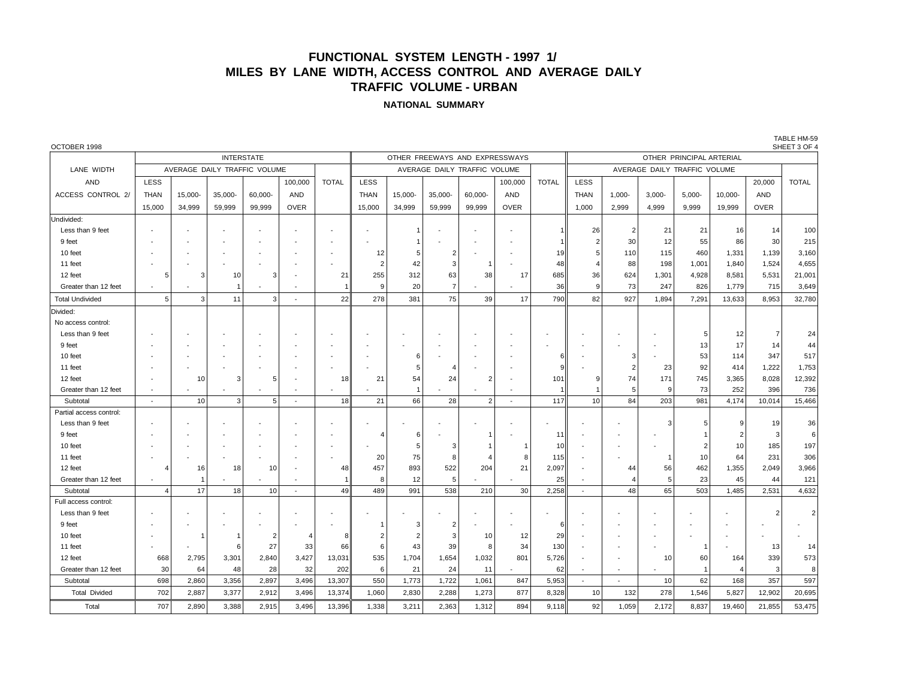# FUNCTIONAL SYSTEM LENGTH - 1997 1/

# MILES BY LANE WIDTH, ACCESS CONTROL AND AVERAGE DAILY TRAFFIC VOLUME - URBAN

## NATIONAL SUMMARY

OCTOBER 1998

TABLE HM-59
SHEET 3 OF 4

| LANE WIDTH AND ACCESS CONTROL 2/ | INTERSTATE | | | | | | OTHER FREEWAYS AND EXPRESSWAYS | | | | | | OTHER PRINCIPAL ARTERIAL | | | | | | |
|---|---|---|---|---|---|---|---|---|---|---|---|---|---|---|---|---|---|---|---|
| | AVERAGE DAILY TRAFFIC VOLUME | | | | | TOTAL | AVERAGE DAILY TRAFFIC VOLUME | | | | | TOTAL | AVERAGE DAILY TRAFFIC VOLUME | | | | | | TOTAL |
| | LESS THAN 15,000 | 15,000-34,999 | 35,000-59,999 | 60,000-99,999 | 100,000 AND OVER | | LESS THAN 15,000 | 15,000-34,999 | 35,000-59,999 | 60,000-99,999 | 100,000 AND OVER | | LESS THAN 1,000 | 1,000-2,999 | 3,000-4,999 | 5,000-9,999 | 10,000-19,999 | 20,000 AND OVER | |
| Undivided: | | | | | | | | | | | | | | | | | | | |
| Less than 9 feet | - | - | - | - | - | - | - | 1 | - | - | - | 1 | 26 | 2 | 21 | 21 | 16 | 14 | 100 |
| 9 feet | - | - | - | - | - | - | - | 1 | - | - | - | 1 | 2 | 30 | 12 | 55 | 86 | 30 | 215 |
| 10 feet | - | - | - | - | - | - | 12 | 5 | 2 | - | - | 19 | 5 | 110 | 115 | 460 | 1,331 | 1,139 | 3,160 |
| 11 feet | - | - | - | - | - | - | 2 | 42 | 3 | 1 | - | 48 | 4 | 88 | 198 | 1,001 | 1,840 | 1,524 | 4,655 |
| 12 feet | 5 | 3 | 10 | 3 | - | 21 | 255 | 312 | 63 | 38 | 17 | 685 | 36 | 624 | 1,301 | 4,928 | 8,581 | 5,531 | 21,001 |
| Greater than 12 feet | - | - | 1 | - | - | 1 | 9 | 20 | 7 | - | - | 36 | 9 | 73 | 247 | 826 | 1,779 | 715 | 3,649 |
| Total Undivided | 5 | 3 | 11 | 3 | - | 22 | 278 | 381 | 75 | 39 | 17 | 790 | 82 | 927 | 1,894 | 7,291 | 13,633 | 8,953 | 32,780 |
| Divided: | | | | | | | | | | | | | | | | | | | |
| No access control: | | | | | | | | | | | | | | | | | | | |
| Less than 9 feet | - | - | - | - | - | - | - | - | - | - | - | - | - | - | - | 5 | 12 | 7 | 24 |
| 9 feet | - | - | - | - | - | - | - | - | - | - | - | - | - | - | - | 13 | 17 | 14 | 44 |
| 10 feet | - | - | - | - | - | - | - | 6 | - | - | - | 6 | - | 3 | - | 53 | 114 | 347 | 517 |
| 11 feet | - | - | - | - | - | - | - | 5 | 4 | - | - | 9 | - | 2 | 23 | 92 | 414 | 1,222 | 1,753 |
| 12 feet | - | 10 | 3 | 5 | - | 18 | 21 | 54 | 24 | 2 | - | 101 | 9 | 74 | 171 | 745 | 3,365 | 8,028 | 12,392 |
| Greater than 12 feet | - | - | - | - | - | - | - | 1 | - | - | - | 1 | 1 | 5 | 9 | 73 | 252 | 396 | 736 |
| Subtotal | - | 10 | 3 | 5 | - | 18 | 21 | 66 | 28 | 2 | - | 117 | 10 | 84 | 203 | 981 | 4,174 | 10,014 | 15,466 |
| Partial access control: | | | | | | | | | | | | | | | | | | | |
| Less than 9 feet | - | - | - | - | - | - | - | - | - | - | - | - | - | - | 3 | 5 | 9 | 19 | 36 |
| 9 feet | - | - | - | - | - | - | 4 | 6 | - | 1 | - | 11 | - | - | - | 1 | 2 | 3 | 6 |
| 10 feet | - | - | - | - | - | - | - | 5 | 3 | 1 | 1 | 10 | - | - | - | 2 | 10 | 185 | 197 |
| 11 feet | - | - | - | - | - | - | 20 | 75 | 8 | 4 | 8 | 115 | - | - | 1 | 10 | 64 | 231 | 306 |
| 12 feet | 4 | 16 | 18 | 10 | - | 48 | 457 | 893 | 522 | 204 | 21 | 2,097 | - | 44 | 56 | 462 | 1,355 | 2,049 | 3,966 |
| Greater than 12 feet | - | 1 | - | - | - | 1 | 8 | 12 | 5 | - | - | 25 | - | 4 | 5 | 23 | 45 | 44 | 121 |
| Subtotal | 4 | 17 | 18 | 10 | - | 49 | 489 | 991 | 538 | 210 | 30 | 2,258 | - | 48 | 65 | 503 | 1,485 | 2,531 | 4,632 |
| Full access control: | | | | | | | | | | | | | | | | | | | |
| Less than 9 feet | - | - | - | - | - | - | - | - | - | - | - | - | - | - | - | - | - | 2 | 2 |
| 9 feet | - | - | - | - | - | - | 1 | 3 | 2 | - | - | 6 | - | - | - | - | - | - | - |
| 10 feet | - | 1 | 1 | 2 | 4 | 8 | 2 | 2 | 3 | 10 | 12 | 29 | - | - | - | - | - | - | - |
| 11 feet | - | - | 6 | 27 | 33 | 66 | 6 | 43 | 39 | 8 | 34 | 130 | - | - | - | 1 | - | 13 | 14 |
| 12 feet | 668 | 2,795 | 3,301 | 2,840 | 3,427 | 13,031 | 535 | 1,704 | 1,654 | 1,032 | 801 | 5,726 | - | - | 10 | 60 | 164 | 339 | 573 |
| Greater than 12 feet | 30 | 64 | 48 | 28 | 32 | 202 | 6 | 21 | 24 | 11 | - | 62 | - | - | - | 1 | 4 | 3 | 8 |
| Subtotal | 698 | 2,860 | 3,356 | 2,897 | 3,496 | 13,307 | 550 | 1,773 | 1,722 | 1,061 | 847 | 5,953 | - | - | 10 | 62 | 168 | 357 | 597 |
| Total Divided | 702 | 2,887 | 3,377 | 2,912 | 3,496 | 13,374 | 1,060 | 2,830 | 2,288 | 1,273 | 877 | 8,328 | 10 | 132 | 278 | 1,546 | 5,827 | 12,902 | 20,695 |
| Total | 707 | 2,890 | 3,388 | 2,915 | 3,496 | 13,396 | 1,338 | 3,211 | 2,363 | 1,312 | 894 | 9,118 | 92 | 1,059 | 2,172 | 8,837 | 19,460 | 21,855 | 53,475 |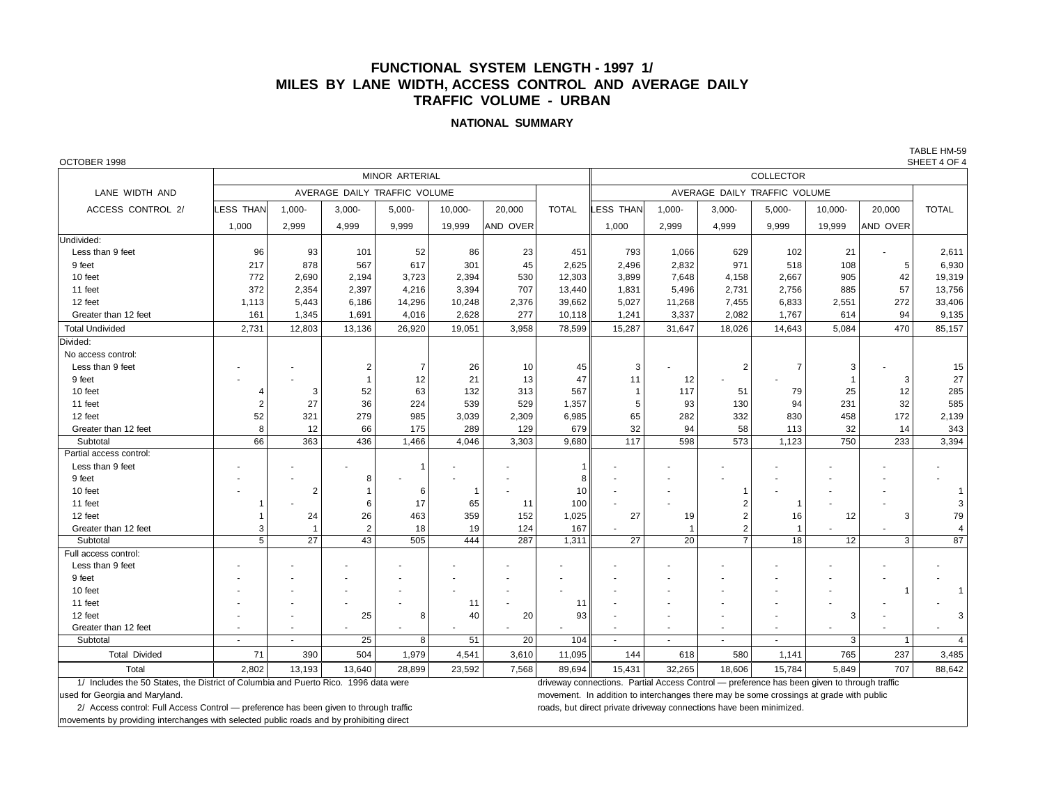# FUNCTIONAL SYSTEM LENGTH - 1997 1/
# MILES BY LANE WIDTH, ACCESS CONTROL AND AVERAGE DAILY TRAFFIC VOLUME - URBAN

## NATIONAL SUMMARY

OCTOBER 1998

TABLE HM-59
SHEET 4 OF 4

| LANE WIDTH AND ACCESS CONTROL 2/ | MINOR ARTERIAL | | | | | | | COLLECTOR | | | | | | |
|---|---|---|---|---|---|---|---|---|---|---|---|---|---|---|
| | AVERAGE DAILY TRAFFIC VOLUME | | | | | | TOTAL | AVERAGE DAILY TRAFFIC VOLUME | | | | | | TOTAL |
| | LESS THAN 1,000 | 1,000-2,999 | 3,000-4,999 | 5,000-9,999 | 10,000-19,999 | 20,000 AND OVER | | LESS THAN 1,000 | 1,000-2,999 | 3,000-4,999 | 5,000-9,999 | 10,000-19,999 | 20,000 AND OVER | |
| Undivided: | | | | | | | | | | | | | | |
| Less than 9 feet | 96 | 93 | 101 | 52 | 86 | 23 | 451 | 793 | 1,066 | 629 | 102 | 21 | - | 2,611 |
| 9 feet | 217 | 878 | 567 | 617 | 301 | 45 | 2,625 | 2,496 | 2,832 | 971 | 518 | 108 | 5 | 6,930 |
| 10 feet | 772 | 2,690 | 2,194 | 3,723 | 2,394 | 530 | 12,303 | 3,899 | 7,648 | 4,158 | 2,667 | 905 | 42 | 19,319 |
| 11 feet | 372 | 2,354 | 2,397 | 4,216 | 3,394 | 707 | 13,440 | 1,831 | 5,496 | 2,731 | 2,756 | 885 | 57 | 13,756 |
| 12 feet | 1,113 | 5,443 | 6,186 | 14,296 | 10,248 | 2,376 | 39,662 | 5,027 | 11,268 | 7,455 | 6,833 | 2,551 | 272 | 33,406 |
| Greater than 12 feet | 161 | 1,345 | 1,691 | 4,016 | 2,628 | 277 | 10,118 | 1,241 | 3,337 | 2,082 | 1,767 | 614 | 94 | 9,135 |
| Total Undivided | 2,731 | 12,803 | 13,136 | 26,920 | 19,051 | 3,958 | 78,599 | 15,287 | 31,647 | 18,026 | 14,643 | 5,084 | 470 | 85,157 |
| Divided: | | | | | | | | | | | | | | |
| No access control: | | | | | | | | | | | | | | |
| Less than 9 feet | - | - | 2 | 7 | 26 | 10 | 45 | 3 | - | 2 | 7 | 3 | - | 15 |
| 9 feet | - | - | 1 | 12 | 21 | 13 | 47 | 11 | 12 | - | - | 1 | 3 | 27 |
| 10 feet | 4 | 3 | 52 | 63 | 132 | 313 | 567 | 1 | 117 | 51 | 79 | 25 | 12 | 285 |
| 11 feet | 2 | 27 | 36 | 224 | 539 | 529 | 1,357 | 5 | 93 | 130 | 94 | 231 | 32 | 585 |
| 12 feet | 52 | 321 | 279 | 985 | 3,039 | 2,309 | 6,985 | 65 | 282 | 332 | 830 | 458 | 172 | 2,139 |
| Greater than 12 feet | 8 | 12 | 66 | 175 | 289 | 129 | 679 | 32 | 94 | 58 | 113 | 32 | 14 | 343 |
| Subtotal | 66 | 363 | 436 | 1,466 | 4,046 | 3,303 | 9,680 | 117 | 598 | 573 | 1,123 | 750 | 233 | 3,394 |
| Partial access control: | | | | | | | | | | | | | | |
| Less than 9 feet | - | - | - | 1 | - | - | 1 | - | - | - | - | - | - | - |
| 9 feet | - | - | 8 | - | - | - | 8 | - | - | - | - | - | - | - |
| 10 feet | - | 2 | 1 | 6 | 1 | - | 10 | - | - | 1 | - | - | - | 1 |
| 11 feet | 1 | - | 6 | 17 | 65 | 11 | 100 | - | - | 2 | 1 | - | - | 3 |
| 12 feet | 1 | 24 | 26 | 463 | 359 | 152 | 1,025 | 27 | 19 | 2 | 16 | 12 | 3 | 79 |
| Greater than 12 feet | 3 | 1 | 2 | 18 | 19 | 124 | 167 | - | 1 | 2 | 1 | - | - | 4 |
| Subtotal | 5 | 27 | 43 | 505 | 444 | 287 | 1,311 | 27 | 20 | 7 | 18 | 12 | 3 | 87 |
| Full access control: | | | | | | | | | | | | | | |
| Less than 9 feet | - | - | - | - | - | - | - | - | - | - | - | - | - | - |
| 9 feet | - | - | - | - | - | - | - | - | - | - | - | - | - | - |
| 10 feet | - | - | - | - | - | - | - | - | - | - | - | - | 1 | 1 |
| 11 feet | - | - | - | - | 11 | - | 11 | - | - | - | - | - | - | - |
| 12 feet | - | - | 25 | 8 | 40 | 20 | 93 | - | - | - | - | 3 | - | 3 |
| Greater than 12 feet | - | - | - | - | - | - | - | - | - | - | - | - | - | - |
| Subtotal | - | - | 25 | 8 | 51 | 20 | 104 | - | - | - | - | 3 | 1 | 4 |
| Total Divided | 71 | 390 | 504 | 1,979 | 4,541 | 3,610 | 11,095 | 144 | 618 | 580 | 1,141 | 765 | 237 | 3,485 |
| Total | 2,802 | 13,193 | 13,640 | 28,899 | 23,592 | 7,568 | 89,694 | 15,431 | 32,265 | 18,606 | 15,784 | 5,849 | 707 | 88,642 |

1/ Includes the 50 States, the District of Columbia and Puerto Rico. 1996 data were used for Georgia and Maryland.

2/ Access control: Full Access Control — preference has been given to through traffic movements by providing interchanges with selected public roads and by prohibiting direct driveway connections. Partial Access Control — preference has been given to through traffic movement. In addition to interchanges there may be some crossings at grade with public roads, but direct private driveway connections have been minimized.